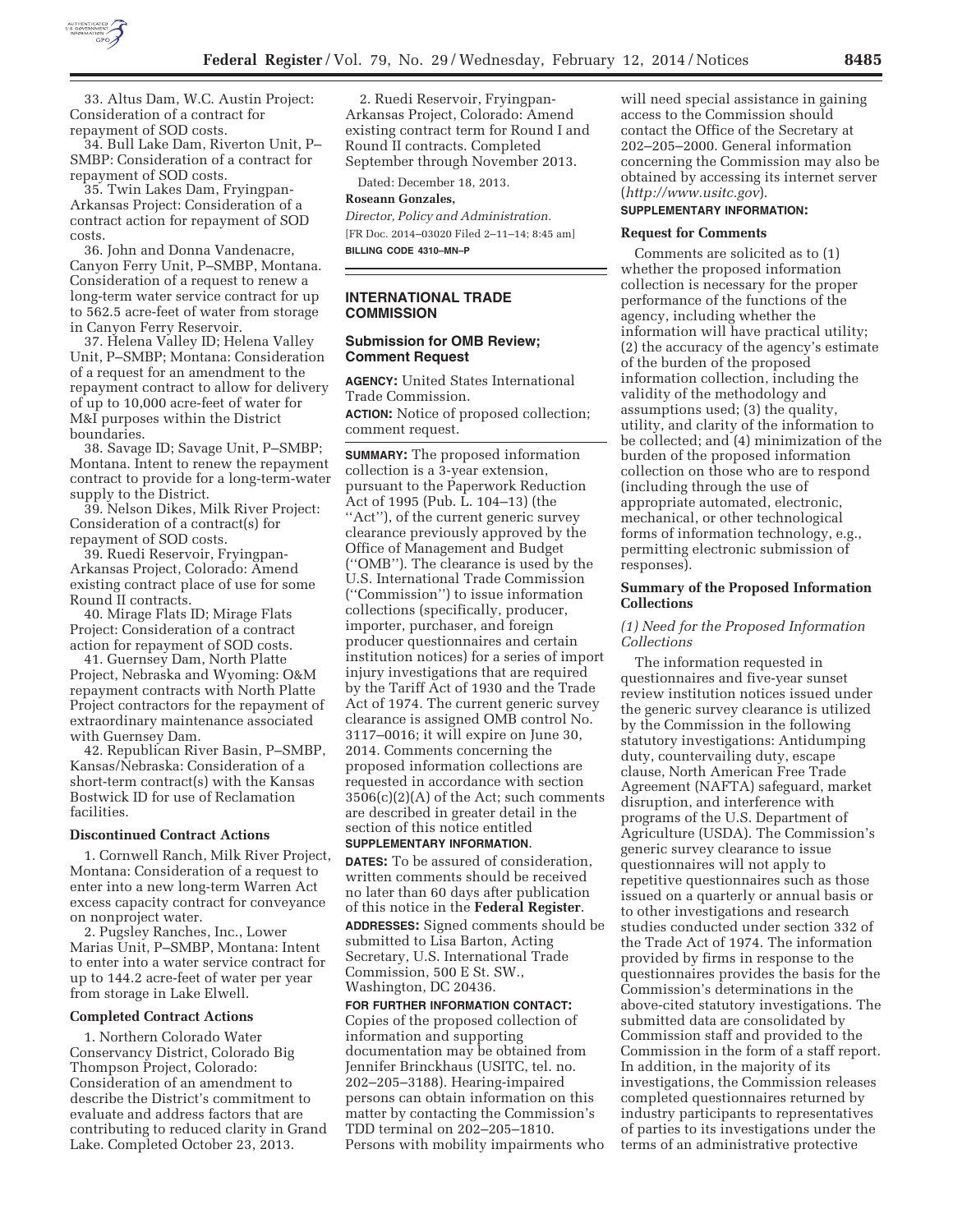33. Altus Dam, W.C. Austin Project: Consideration of a contract for repayment of SOD costs.

34. Bull Lake Dam, Riverton Unit, P–SMBP: Consideration of a contract for repayment of SOD costs.

35. Twin Lakes Dam, Fryingpan-Arkansas Project: Consideration of a contract action for repayment of SOD costs.

36. John and Donna Vandenacre, Canyon Ferry Unit, P–SMBP, Montana. Consideration of a request to renew a long-term water service contract for up to 562.5 acre-feet of water from storage in Canyon Ferry Reservoir.

37. Helena Valley ID; Helena Valley Unit, P–SMBP; Montana: Consideration of a request for an amendment to the repayment contract to allow for delivery of up to 10,000 acre-feet of water for M&I purposes within the District boundaries.

38. Savage ID; Savage Unit, P–SMBP; Montana. Intent to renew the repayment contract to provide for a long-term-water supply to the District.

39. Nelson Dikes, Milk River Project: Consideration of a contract(s) for repayment of SOD costs.

39. Ruedi Reservoir, Fryingpan-Arkansas Project, Colorado: Amend existing contract place of use for some Round II contracts.

40. Mirage Flats ID; Mirage Flats Project: Consideration of a contract action for repayment of SOD costs.

41. Guernsey Dam, North Platte Project, Nebraska and Wyoming: O&M repayment contracts with North Platte Project contractors for the repayment of extraordinary maintenance associated with Guernsey Dam.

42. Republican River Basin, P–SMBP, Kansas/Nebraska: Consideration of a short-term contract(s) with the Kansas Bostwick ID for use of Reclamation facilities.

**Discontinued Contract Actions**

1. Cornwell Ranch, Milk River Project, Montana: Consideration of a request to enter into a new long-term Warren Act excess capacity contract for conveyance on nonproject water.

2. Pugsley Ranches, Inc., Lower Marias Unit, P–SMBP, Montana: Intent to enter into a water service contract for up to 144.2 acre-feet of water per year from storage in Lake Elwell.

**Completed Contract Actions**

1. Northern Colorado Water Conservancy District, Colorado Big Thompson Project, Colorado: Consideration of an amendment to describe the District's commitment to evaluate and address factors that are contributing to reduced clarity in Grand Lake. Completed October 23, 2013.

2. Ruedi Reservoir, Fryingpan-Arkansas Project, Colorado: Amend existing contract term for Round I and Round II contracts. Completed September through November 2013.

Dated: December 18, 2013.

**Roseann Gonzales,**

*Director, Policy and Administration.*

[FR Doc. 2014–03020 Filed 2–11–14; 8:45 am]

**BILLING CODE 4310–MN–P**

## INTERNATIONAL TRADE COMMISSION

### Submission for OMB Review; Comment Request

**AGENCY:** United States International Trade Commission.

**ACTION:** Notice of proposed collection; comment request.

**SUMMARY:** The proposed information collection is a 3-year extension, pursuant to the Paperwork Reduction Act of 1995 (Pub. L. 104–13) (the ''Act''), of the current generic survey clearance previously approved by the Office of Management and Budget (''OMB''). The clearance is used by the U.S. International Trade Commission (''Commission'') to issue information collections (specifically, producer, importer, purchaser, and foreign producer questionnaires and certain institution notices) for a series of import injury investigations that are required by the Tariff Act of 1930 and the Trade Act of 1974. The current generic survey clearance is assigned OMB control No. 3117–0016; it will expire on June 30, 2014. Comments concerning the proposed information collections are requested in accordance with section 3506(c)(2)(A) of the Act; such comments are described in greater detail in the section of this notice entitled **SUPPLEMENTARY INFORMATION**.

**DATES:** To be assured of consideration, written comments should be received no later than 60 days after publication of this notice in the **Federal Register**.

**ADDRESSES:** Signed comments should be submitted to Lisa Barton, Acting Secretary, U.S. International Trade Commission, 500 E St. SW., Washington, DC 20436.

**FOR FURTHER INFORMATION CONTACT:** Copies of the proposed collection of information and supporting documentation may be obtained from Jennifer Brinckhaus (USITC, tel. no. 202–205–3188). Hearing-impaired persons can obtain information on this matter by contacting the Commission's TDD terminal on 202–205–1810. Persons with mobility impairments who will need special assistance in gaining access to the Commission should contact the Office of the Secretary at 202–205–2000. General information concerning the Commission may also be obtained by accessing its internet server (*http://www.usitc.gov*).

**SUPPLEMENTARY INFORMATION:**

**Request for Comments**

Comments are solicited as to (1) whether the proposed information collection is necessary for the proper performance of the functions of the agency, including whether the information will have practical utility; (2) the accuracy of the agency's estimate of the burden of the proposed information collection, including the validity of the methodology and assumptions used; (3) the quality, utility, and clarity of the information to be collected; and (4) minimization of the burden of the proposed information collection on those who are to respond (including through the use of appropriate automated, electronic, mechanical, or other technological forms of information technology, e.g., permitting electronic submission of responses).

**Summary of the Proposed Information Collections**

*(1) Need for the Proposed Information Collections*

The information requested in questionnaires and five-year sunset review institution notices issued under the generic survey clearance is utilized by the Commission in the following statutory investigations: Antidumping duty, countervailing duty, escape clause, North American Free Trade Agreement (NAFTA) safeguard, market disruption, and interference with programs of the U.S. Department of Agriculture (USDA). The Commission's generic survey clearance to issue questionnaires will not apply to repetitive questionnaires such as those issued on a quarterly or annual basis or to other investigations and research studies conducted under section 332 of the Trade Act of 1974. The information provided by firms in response to the questionnaires provides the basis for the Commission's determinations in the above-cited statutory investigations. The submitted data are consolidated by Commission staff and provided to the Commission in the form of a staff report. In addition, in the majority of its investigations, the Commission releases completed questionnaires returned by industry participants to representatives of parties to its investigations under the terms of an administrative protective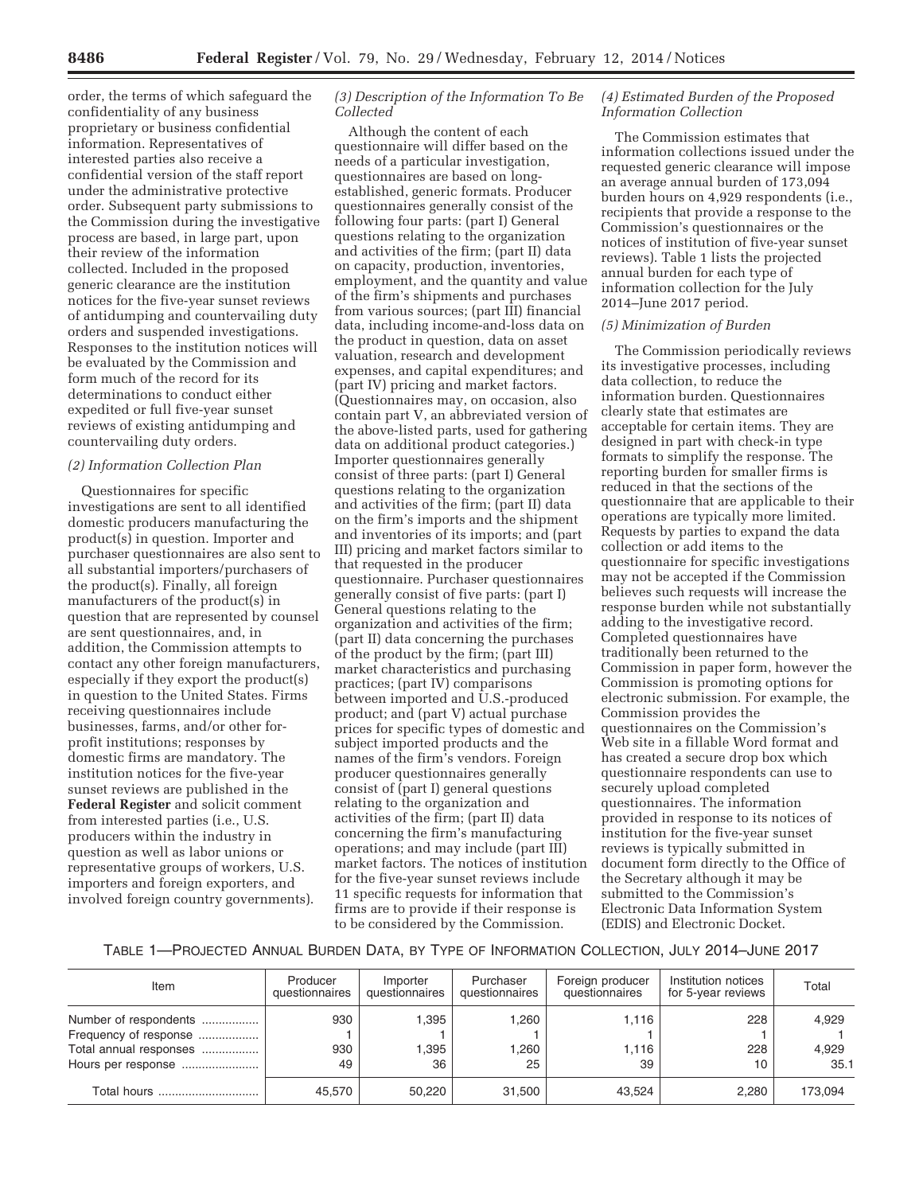order, the terms of which safeguard the confidentiality of any business proprietary or business confidential information. Representatives of interested parties also receive a confidential version of the staff report under the administrative protective order. Subsequent party submissions to the Commission during the investigative process are based, in large part, upon their review of the information collected. Included in the proposed generic clearance are the institution notices for the five-year sunset reviews of antidumping and countervailing duty orders and suspended investigations. Responses to the institution notices will be evaluated by the Commission and form much of the record for its determinations to conduct either expedited or full five-year sunset reviews of existing antidumping and countervailing duty orders.

*(2) Information Collection Plan*

Questionnaires for specific investigations are sent to all identified domestic producers manufacturing the product(s) in question. Importer and purchaser questionnaires are also sent to all substantial importers/purchasers of the product(s). Finally, all foreign manufacturers of the product(s) in question that are represented by counsel are sent questionnaires, and, in addition, the Commission attempts to contact any other foreign manufacturers, especially if they export the product(s) in question to the United States. Firms receiving questionnaires include businesses, farms, and/or other for-profit institutions; responses by domestic firms are mandatory. The institution notices for the five-year sunset reviews are published in the **Federal Register** and solicit comment from interested parties (i.e., U.S. producers within the industry in question as well as labor unions or representative groups of workers, U.S. importers and foreign exporters, and involved foreign country governments).

*(3) Description of the Information To Be Collected*

Although the content of each questionnaire will differ based on the needs of a particular investigation, questionnaires are based on long-established, generic formats. Producer questionnaires generally consist of the following four parts: (part I) General questions relating to the organization and activities of the firm; (part II) data on capacity, production, inventories, employment, and the quantity and value of the firm's shipments and purchases from various sources; (part III) financial data, including income-and-loss data on the product in question, data on asset valuation, research and development expenses, and capital expenditures; and (part IV) pricing and market factors. (Questionnaires may, on occasion, also contain part V, an abbreviated version of the above-listed parts, used for gathering data on additional product categories.) Importer questionnaires generally consist of three parts: (part I) General questions relating to the organization and activities of the firm; (part II) data on the firm's imports and the shipment and inventories of its imports; and (part III) pricing and market factors similar to that requested in the producer questionnaire. Purchaser questionnaires generally consist of five parts: (part I) General questions relating to the organization and activities of the firm; (part II) data concerning the purchases of the product by the firm; (part III) market characteristics and purchasing practices; (part IV) comparisons between imported and U.S.-produced product; and (part V) actual purchase prices for specific types of domestic and subject imported products and the names of the firm's vendors. Foreign producer questionnaires generally consist of (part I) general questions relating to the organization and activities of the firm; (part II) data concerning the firm's manufacturing operations; and may include (part III) market factors. The notices of institution for the five-year sunset reviews include 11 specific requests for information that firms are to provide if their response is to be considered by the Commission.

*(4) Estimated Burden of the Proposed Information Collection*

The Commission estimates that information collections issued under the requested generic clearance will impose an average annual burden of 173,094 burden hours on 4,929 respondents (i.e., recipients that provide a response to the Commission's questionnaires or the notices of institution of five-year sunset reviews). Table 1 lists the projected annual burden for each type of information collection for the July 2014–June 2017 period.

*(5) Minimization of Burden*

The Commission periodically reviews its investigative processes, including data collection, to reduce the information burden. Questionnaires clearly state that estimates are acceptable for certain items. They are designed in part with check-in type formats to simplify the response. The reporting burden for smaller firms is reduced in that the sections of the questionnaire that are applicable to their operations are typically more limited. Requests by parties to expand the data collection or add items to the questionnaire for specific investigations may not be accepted if the Commission believes such requests will increase the response burden while not substantially adding to the investigative record. Completed questionnaires have traditionally been returned to the Commission in paper form, however the Commission is promoting options for electronic submission. For example, the Commission provides the questionnaires on the Commission's Web site in a fillable Word format and has created a secure drop box which questionnaire respondents can use to securely upload completed questionnaires. The information provided in response to its notices of institution for the five-year sunset reviews is typically submitted in document form directly to the Office of the Secretary although it may be submitted to the Commission's Electronic Data Information System (EDIS) and Electronic Docket.

TABLE 1—PROJECTED ANNUAL BURDEN DATA, BY TYPE OF INFORMATION COLLECTION, JULY 2014–JUNE 2017

| Item | Producer questionnaires | Importer questionnaires | Purchaser questionnaires | Foreign producer questionnaires | Institution notices for 5-year reviews | Total |
|---|---|---|---|---|---|---|
| Number of respondents | 930 | 1,395 | 1,260 | 1,116 | 228 | 4,929 |
| Frequency of response | 1 | 1 | 1 | 1 | 1 | 1 |
| Total annual responses | 930 | 1,395 | 1,260 | 1,116 | 228 | 4,929 |
| Hours per response | 49 | 36 | 25 | 39 | 10 | 35.1 |
| Total hours | 45,570 | 50,220 | 31,500 | 43,524 | 2,280 | 173,094 |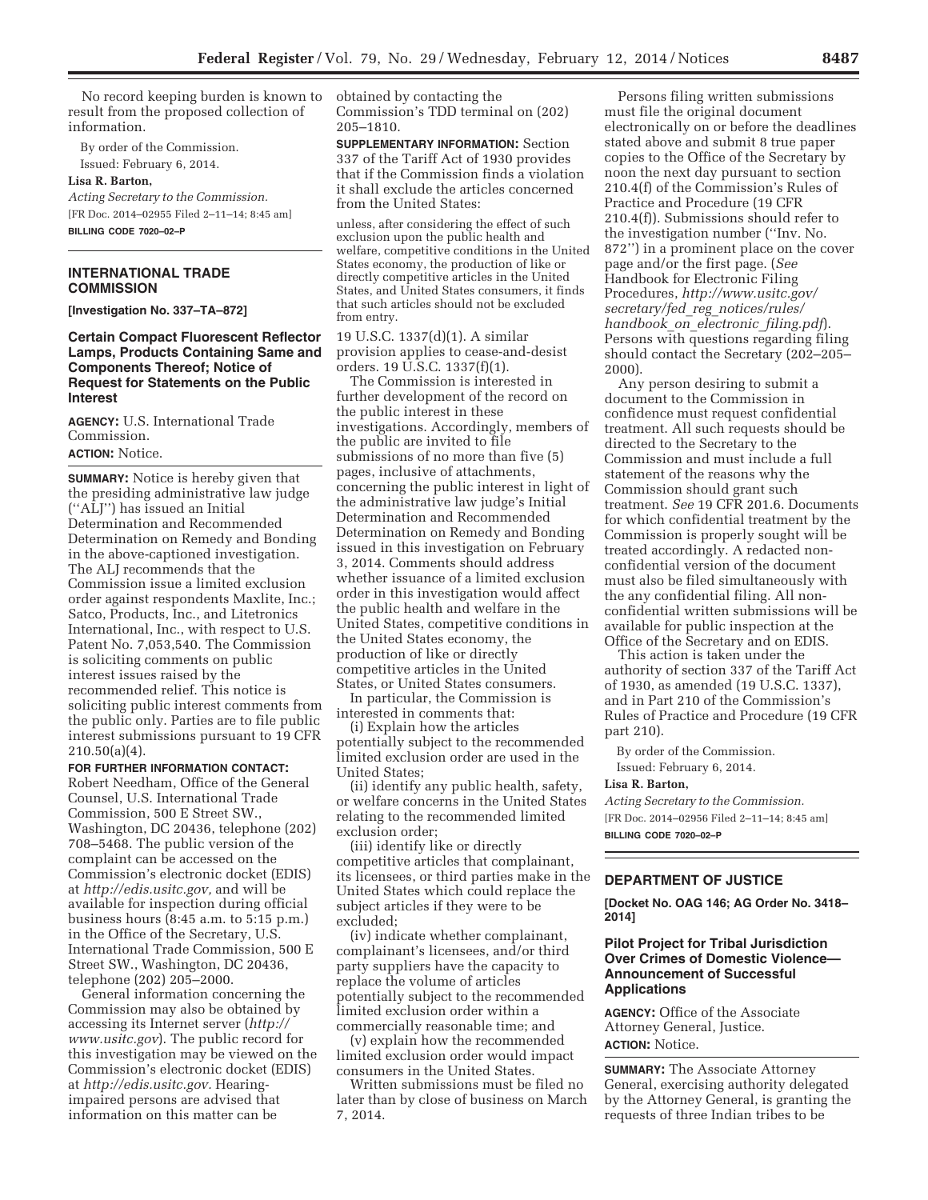No record keeping burden is known to result from the proposed collection of information.

By order of the Commission.

Issued: February 6, 2014.

**Lisa R. Barton,**

*Acting Secretary to the Commission.*

[FR Doc. 2014–02955 Filed 2–11–14; 8:45 am]

**BILLING CODE 7020–02–P**

## INTERNATIONAL TRADE COMMISSION

**[Investigation No. 337–TA–872]**

### Certain Compact Fluorescent Reflector Lamps, Products Containing Same and Components Thereof; Notice of Request for Statements on the Public Interest

**AGENCY:** U.S. International Trade Commission.

**ACTION:** Notice.

**SUMMARY:** Notice is hereby given that the presiding administrative law judge (''ALJ'') has issued an Initial Determination and Recommended Determination on Remedy and Bonding in the above-captioned investigation. The ALJ recommends that the Commission issue a limited exclusion order against respondents Maxlite, Inc.; Satco, Products, Inc., and Litetronics International, Inc., with respect to U.S. Patent No. 7,053,540. The Commission is soliciting comments on public interest issues raised by the recommended relief. This notice is soliciting public interest comments from the public only. Parties are to file public interest submissions pursuant to 19 CFR 210.50(a)(4).

**FOR FURTHER INFORMATION CONTACT:** Robert Needham, Office of the General Counsel, U.S. International Trade Commission, 500 E Street SW., Washington, DC 20436, telephone (202) 708–5468. The public version of the complaint can be accessed on the Commission's electronic docket (EDIS) at *http://edis.usitc.gov,* and will be available for inspection during official business hours (8:45 a.m. to 5:15 p.m.) in the Office of the Secretary, U.S. International Trade Commission, 500 E Street SW., Washington, DC 20436, telephone (202) 205–2000.

General information concerning the Commission may also be obtained by accessing its Internet server (*http://www.usitc.gov*). The public record for this investigation may be viewed on the Commission's electronic docket (EDIS) at *http://edis.usitc.gov.* Hearing-impaired persons are advised that information on this matter can be obtained by contacting the Commission's TDD terminal on (202) 205–1810.

**SUPPLEMENTARY INFORMATION:** Section 337 of the Tariff Act of 1930 provides that if the Commission finds a violation it shall exclude the articles concerned from the United States:

> unless, after considering the effect of such exclusion upon the public health and welfare, competitive conditions in the United States economy, the production of like or directly competitive articles in the United States, and United States consumers, it finds that such articles should not be excluded from entry.

19 U.S.C. 1337(d)(1). A similar provision applies to cease-and-desist orders. 19 U.S.C. 1337(f)(1).

The Commission is interested in further development of the record on the public interest in these investigations. Accordingly, members of the public are invited to file submissions of no more than five (5) pages, inclusive of attachments, concerning the public interest in light of the administrative law judge's Initial Determination and Recommended Determination on Remedy and Bonding issued in this investigation on February 3, 2014. Comments should address whether issuance of a limited exclusion order in this investigation would affect the public health and welfare in the United States, competitive conditions in the United States economy, the production of like or directly competitive articles in the United States, or United States consumers.

In particular, the Commission is interested in comments that:

(i) Explain how the articles potentially subject to the recommended limited exclusion order are used in the United States;

(ii) identify any public health, safety, or welfare concerns in the United States relating to the recommended limited exclusion order;

(iii) identify like or directly competitive articles that complainant, its licensees, or third parties make in the United States which could replace the subject articles if they were to be excluded;

(iv) indicate whether complainant, complainant's licensees, and/or third party suppliers have the capacity to replace the volume of articles potentially subject to the recommended limited exclusion order within a commercially reasonable time; and

(v) explain how the recommended limited exclusion order would impact consumers in the United States.

Written submissions must be filed no later than by close of business on March 7, 2014.

Persons filing written submissions must file the original document electronically on or before the deadlines stated above and submit 8 true paper copies to the Office of the Secretary by noon the next day pursuant to section 210.4(f) of the Commission's Rules of Practice and Procedure (19 CFR 210.4(f)). Submissions should refer to the investigation number (''Inv. No. 872'') in a prominent place on the cover page and/or the first page. (*See* Handbook for Electronic Filing Procedures, *http://www.usitc.gov/secretary/fed_reg_notices/rules/handbook_on_electronic_filing.pdf*). Persons with questions regarding filing should contact the Secretary (202–205–2000).

Any person desiring to submit a document to the Commission in confidence must request confidential treatment. All such requests should be directed to the Secretary to the Commission and must include a full statement of the reasons why the Commission should grant such treatment. *See* 19 CFR 201.6. Documents for which confidential treatment by the Commission is properly sought will be treated accordingly. A redacted non-confidential version of the document must also be filed simultaneously with the any confidential filing. All non-confidential written submissions will be available for public inspection at the Office of the Secretary and on EDIS.

This action is taken under the authority of section 337 of the Tariff Act of 1930, as amended (19 U.S.C. 1337), and in Part 210 of the Commission's Rules of Practice and Procedure (19 CFR part 210).

By order of the Commission.

Issued: February 6, 2014.

**Lisa R. Barton,**

*Acting Secretary to the Commission.*

[FR Doc. 2014–02956 Filed 2–11–14; 8:45 am]

**BILLING CODE 7020–02–P**

## DEPARTMENT OF JUSTICE

**[Docket No. OAG 146; AG Order No. 3418–2014]**

### Pilot Project for Tribal Jurisdiction Over Crimes of Domestic Violence—Announcement of Successful Applications

**AGENCY:** Office of the Associate Attorney General, Justice.

**ACTION:** Notice.

**SUMMARY:** The Associate Attorney General, exercising authority delegated by the Attorney General, is granting the requests of three Indian tribes to be